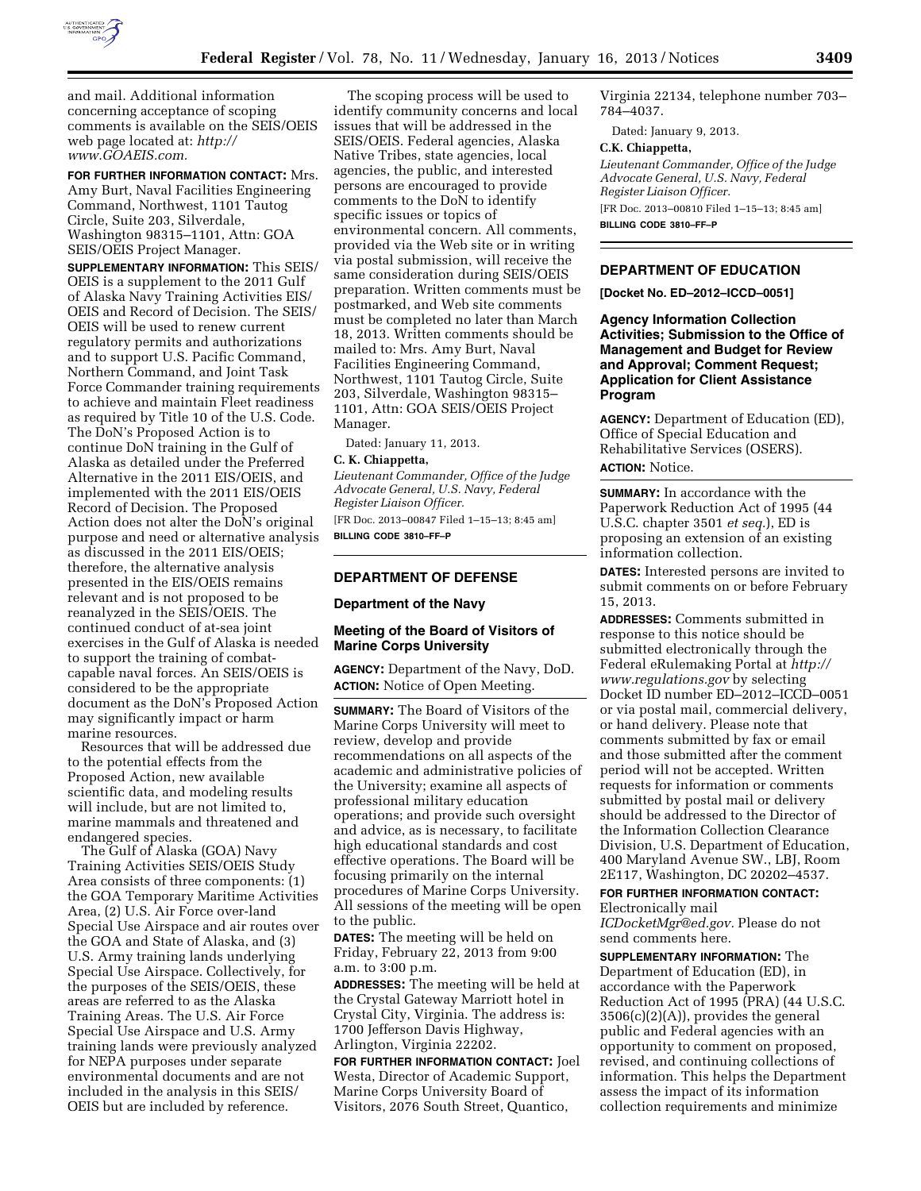and mail. Additional information concerning acceptance of scoping comments is available on the SEIS/OEIS web page located at: *http://www.GOAEIS.com.*

**FOR FURTHER INFORMATION CONTACT:** Mrs. Amy Burt, Naval Facilities Engineering Command, Northwest, 1101 Tautog Circle, Suite 203, Silverdale, Washington 98315–1101, Attn: GOA SEIS/OEIS Project Manager.

**SUPPLEMENTARY INFORMATION:** This SEIS/OEIS is a supplement to the 2011 Gulf of Alaska Navy Training Activities EIS/OEIS and Record of Decision. The SEIS/OEIS will be used to renew current regulatory permits and authorizations and to support U.S. Pacific Command, Northern Command, and Joint Task Force Commander training requirements to achieve and maintain Fleet readiness as required by Title 10 of the U.S. Code. The DoN's Proposed Action is to continue DoN training in the Gulf of Alaska as detailed under the Preferred Alternative in the 2011 EIS/OEIS, and implemented with the 2011 EIS/OEIS Record of Decision. The Proposed Action does not alter the DoN's original purpose and need or alternative analysis as discussed in the 2011 EIS/OEIS; therefore, the alternative analysis presented in the EIS/OEIS remains relevant and is not proposed to be reanalyzed in the SEIS/OEIS. The continued conduct of at-sea joint exercises in the Gulf of Alaska is needed to support the training of combat-capable naval forces. An SEIS/OEIS is considered to be the appropriate document as the DoN's Proposed Action may significantly impact or harm marine resources.

Resources that will be addressed due to the potential effects from the Proposed Action, new available scientific data, and modeling results will include, but are not limited to, marine mammals and threatened and endangered species.

The Gulf of Alaska (GOA) Navy Training Activities SEIS/OEIS Study Area consists of three components: (1) the GOA Temporary Maritime Activities Area, (2) U.S. Air Force over-land Special Use Airspace and air routes over the GOA and State of Alaska, and (3) U.S. Army training lands underlying Special Use Airspace. Collectively, for the purposes of the SEIS/OEIS, these areas are referred to as the Alaska Training Areas. The U.S. Air Force Special Use Airspace and U.S. Army training lands were previously analyzed for NEPA purposes under separate environmental documents and are not included in the analysis in this SEIS/OEIS but are included by reference.

The scoping process will be used to identify community concerns and local issues that will be addressed in the SEIS/OEIS. Federal agencies, Alaska Native Tribes, state agencies, local agencies, the public, and interested persons are encouraged to provide comments to the DoN to identify specific issues or topics of environmental concern. All comments, provided via the Web site or in writing via postal submission, will receive the same consideration during SEIS/OEIS preparation. Written comments must be postmarked, and Web site comments must be completed no later than March 18, 2013. Written comments should be mailed to: Mrs. Amy Burt, Naval Facilities Engineering Command, Northwest, 1101 Tautog Circle, Suite 203, Silverdale, Washington 98315–1101, Attn: GOA SEIS/OEIS Project Manager.

Dated: January 11, 2013.

**C. K. Chiappetta,**

*Lieutenant Commander, Office of the Judge Advocate General, U.S. Navy, Federal Register Liaison Officer.*

[FR Doc. 2013–00847 Filed 1–15–13; 8:45 am]

**BILLING CODE 3810–FF–P**

## DEPARTMENT OF DEFENSE

### Department of the Navy

### Meeting of the Board of Visitors of Marine Corps University

**AGENCY:** Department of the Navy, DoD.

**ACTION:** Notice of Open Meeting.

**SUMMARY:** The Board of Visitors of the Marine Corps University will meet to review, develop and provide recommendations on all aspects of the academic and administrative policies of the University; examine all aspects of professional military education operations; and provide such oversight and advice, as is necessary, to facilitate high educational standards and cost effective operations. The Board will be focusing primarily on the internal procedures of Marine Corps University. All sessions of the meeting will be open to the public.

**DATES:** The meeting will be held on Friday, February 22, 2013 from 9:00 a.m. to 3:00 p.m.

**ADDRESSES:** The meeting will be held at the Crystal Gateway Marriott hotel in Crystal City, Virginia. The address is: 1700 Jefferson Davis Highway, Arlington, Virginia 22202.

**FOR FURTHER INFORMATION CONTACT:** Joel Westa, Director of Academic Support, Marine Corps University Board of Visitors, 2076 South Street, Quantico, Virginia 22134, telephone number 703–784–4037.

Dated: January 9, 2013.

**C.K. Chiappetta,**

*Lieutenant Commander, Office of the Judge Advocate General, U.S. Navy, Federal Register Liaison Officer.*

[FR Doc. 2013–00810 Filed 1–15–13; 8:45 am]

**BILLING CODE 3810–FF–P**

## DEPARTMENT OF EDUCATION

**[Docket No. ED–2012–ICCD–0051]**

### Agency Information Collection Activities; Submission to the Office of Management and Budget for Review and Approval; Comment Request; Application for Client Assistance Program

**AGENCY:** Department of Education (ED), Office of Special Education and Rehabilitative Services (OSERS).

**ACTION:** Notice.

**SUMMARY:** In accordance with the Paperwork Reduction Act of 1995 (44 U.S.C. chapter 3501 *et seq.*), ED is proposing an extension of an existing information collection.

**DATES:** Interested persons are invited to submit comments on or before February 15, 2013.

**ADDRESSES:** Comments submitted in response to this notice should be submitted electronically through the Federal eRulemaking Portal at *http://www.regulations.gov* by selecting Docket ID number ED–2012–ICCD–0051 or via postal mail, commercial delivery, or hand delivery. Please note that comments submitted by fax or email and those submitted after the comment period will not be accepted. Written requests for information or comments submitted by postal mail or delivery should be addressed to the Director of the Information Collection Clearance Division, U.S. Department of Education, 400 Maryland Avenue SW., LBJ, Room 2E117, Washington, DC 20202–4537.

**FOR FURTHER INFORMATION CONTACT:** Electronically mail *ICDocketMgr@ed.gov.* Please do not send comments here.

**SUPPLEMENTARY INFORMATION:** The Department of Education (ED), in accordance with the Paperwork Reduction Act of 1995 (PRA) (44 U.S.C. 3506(c)(2)(A)), provides the general public and Federal agencies with an opportunity to comment on proposed, revised, and continuing collections of information. This helps the Department assess the impact of its information collection requirements and minimize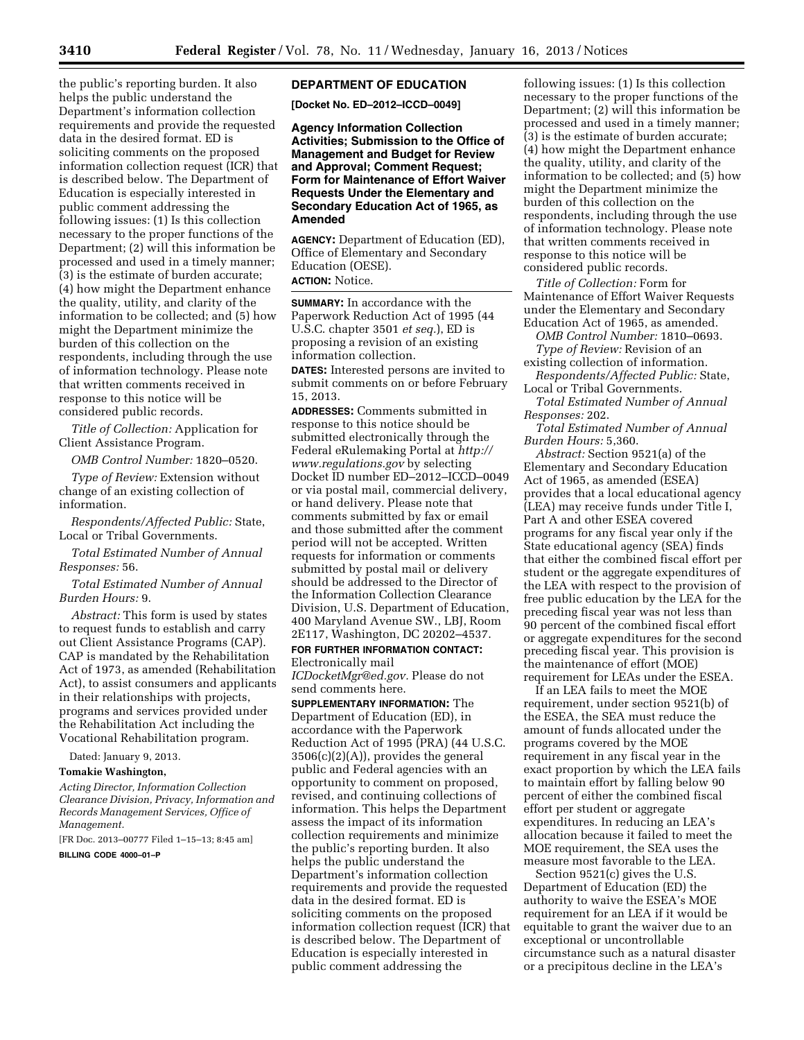the public's reporting burden. It also helps the public understand the Department's information collection requirements and provide the requested data in the desired format. ED is soliciting comments on the proposed information collection request (ICR) that is described below. The Department of Education is especially interested in public comment addressing the following issues: (1) Is this collection necessary to the proper functions of the Department; (2) will this information be processed and used in a timely manner; (3) is the estimate of burden accurate; (4) how might the Department enhance the quality, utility, and clarity of the information to be collected; and (5) how might the Department minimize the burden of this collection on the respondents, including through the use of information technology. Please note that written comments received in response to this notice will be considered public records.

*Title of Collection:* Application for Client Assistance Program.

*OMB Control Number:* 1820–0520.

*Type of Review:* Extension without change of an existing collection of information.

*Respondents/Affected Public:* State, Local or Tribal Governments.

*Total Estimated Number of Annual Responses:* 56.

*Total Estimated Number of Annual Burden Hours:* 9.

*Abstract:* This form is used by states to request funds to establish and carry out Client Assistance Programs (CAP). CAP is mandated by the Rehabilitation Act of 1973, as amended (Rehabilitation Act), to assist consumers and applicants in their relationships with projects, programs and services provided under the Rehabilitation Act including the Vocational Rehabilitation program.

Dated: January 9, 2013.

**Tomakie Washington,**

*Acting Director, Information Collection Clearance Division, Privacy, Information and Records Management Services, Office of Management.*

[FR Doc. 2013–00777 Filed 1–15–13; 8:45 am]

**BILLING CODE 4000–01–P**

## DEPARTMENT OF EDUCATION

**[Docket No. ED–2012–ICCD–0049]**

### Agency Information Collection Activities; Submission to the Office of Management and Budget for Review and Approval; Comment Request; Form for Maintenance of Effort Waiver Requests Under the Elementary and Secondary Education Act of 1965, as Amended

**AGENCY:** Department of Education (ED), Office of Elementary and Secondary Education (OESE).

**ACTION:** Notice.

**SUMMARY:** In accordance with the Paperwork Reduction Act of 1995 (44 U.S.C. chapter 3501 *et seq.*), ED is proposing a revision of an existing information collection.

**DATES:** Interested persons are invited to submit comments on or before February 15, 2013.

**ADDRESSES:** Comments submitted in response to this notice should be submitted electronically through the Federal eRulemaking Portal at *http://www.regulations.gov* by selecting Docket ID number ED–2012–ICCD–0049 or via postal mail, commercial delivery, or hand delivery. Please note that comments submitted by fax or email and those submitted after the comment period will not be accepted. Written requests for information or comments submitted by postal mail or delivery should be addressed to the Director of the Information Collection Clearance Division, U.S. Department of Education, 400 Maryland Avenue SW., LBJ, Room 2E117, Washington, DC 20202–4537.

**FOR FURTHER INFORMATION CONTACT:** Electronically mail *ICDocketMgr@ed.gov.* Please do not send comments here.

**SUPPLEMENTARY INFORMATION:** The Department of Education (ED), in accordance with the Paperwork Reduction Act of 1995 (PRA) (44 U.S.C. 3506(c)(2)(A)), provides the general public and Federal agencies with an opportunity to comment on proposed, revised, and continuing collections of information. This helps the Department assess the impact of its information collection requirements and minimize the public's reporting burden. It also helps the public understand the Department's information collection requirements and provide the requested data in the desired format. ED is soliciting comments on the proposed information collection request (ICR) that is described below. The Department of Education is especially interested in public comment addressing the following issues: (1) Is this collection necessary to the proper functions of the Department; (2) will this information be processed and used in a timely manner; (3) is the estimate of burden accurate; (4) how might the Department enhance the quality, utility, and clarity of the information to be collected; and (5) how might the Department minimize the burden of this collection on the respondents, including through the use of information technology. Please note that written comments received in response to this notice will be considered public records.

*Title of Collection:* Form for Maintenance of Effort Waiver Requests under the Elementary and Secondary Education Act of 1965, as amended.

*OMB Control Number:* 1810–0693.

*Type of Review:* Revision of an existing collection of information.

*Respondents/Affected Public:* State, Local or Tribal Governments.

*Total Estimated Number of Annual Responses:* 202.

*Total Estimated Number of Annual Burden Hours:* 5,360.

*Abstract:* Section 9521(a) of the Elementary and Secondary Education Act of 1965, as amended (ESEA) provides that a local educational agency (LEA) may receive funds under Title I, Part A and other ESEA covered programs for any fiscal year only if the State educational agency (SEA) finds that either the combined fiscal effort per student or the aggregate expenditures of the LEA with respect to the provision of free public education by the LEA for the preceding fiscal year was not less than 90 percent of the combined fiscal effort or aggregate expenditures for the second preceding fiscal year. This provision is the maintenance of effort (MOE) requirement for LEAs under the ESEA.

If an LEA fails to meet the MOE requirement, under section 9521(b) of the ESEA, the SEA must reduce the amount of funds allocated under the programs covered by the MOE requirement in any fiscal year in the exact proportion by which the LEA fails to maintain effort by falling below 90 percent of either the combined fiscal effort per student or aggregate expenditures. In reducing an LEA's allocation because it failed to meet the MOE requirement, the SEA uses the measure most favorable to the LEA.

Section 9521(c) gives the U.S. Department of Education (ED) the authority to waive the ESEA's MOE requirement for an LEA if it would be equitable to grant the waiver due to an exceptional or uncontrollable circumstance such as a natural disaster or a precipitous decline in the LEA's